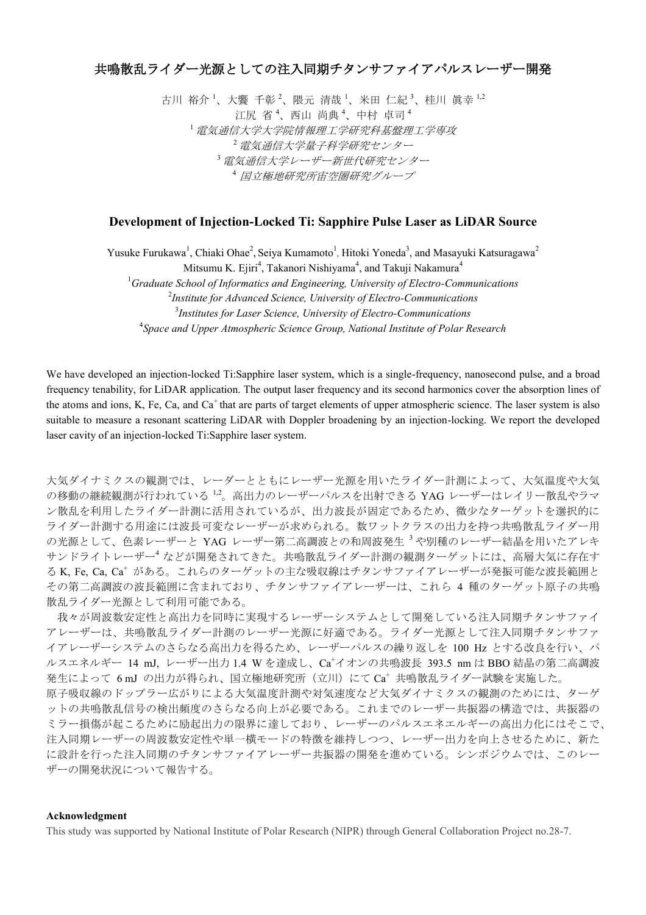# 共鳴散乱ライダー光源としての注入同期チタンサファイアパルスレーザー開発

古川 裕介[1]、大饗 千彰[2]、隈元 清哉[1]、米田 仁紀[3]、桂川 眞幸[1,2]
江尻 省[4]、西山 尚典[4]、中村 卓司[4]

[1] *電気通信大学大学院情報理工学研究科基盤理工学専攻*
[2] *電気通信大学量子科学研究センター*
[3] *電気通信大学レーザー新世代研究センター*
[4] *国立極地研究所宙空圏研究グループ*

## Development of Injection-Locked Ti: Sapphire Pulse Laser as LiDAR Source

Yusuke Furukawa[1], Chiaki Ohae[2], Seiya Kumamoto[1], Hitoki Yoneda[3], and Masayuki Katsuragawa[2]
Mitsumu K. Ejiri[4], Takanori Nishiyama[4], and Takuji Nakamura[4]

[1] *Graduate School of Informatics and Engineering, University of Electro-Communications*
[2] *Institute for Advanced Science, University of Electro-Communications*
[3] *Institutes for Laser Science, University of Electro-Communications*
[4] *Space and Upper Atmospheric Science Group, National Institute of Polar Research*

We have developed an injection-locked Ti:Sapphire laser system, which is a single-frequency, nanosecond pulse, and a broad frequency tenability, for LiDAR application. The output laser frequency and its second harmonics cover the absorption lines of the atoms and ions, K, Fe, Ca, and $Ca^+$ that are parts of target elements of upper atmospheric science. The laser system is also suitable to measure a resonant scattering LiDAR with Doppler broadening by an injection-locking. We report the developed laser cavity of an injection-locked Ti:Sapphire laser system.

大気ダイナミクスの観測では、レーダーとともにレーザー光源を用いたライダー計測によって、大気温度や大気の移動の継続観測が行われている[1,2]。高出力のレーザーパルスを出射できる YAG レーザーはレイリー散乱やラマン散乱を利用したライダー計測に活用されているが、出力波長が固定であるため、微少なターゲットを選択的にライダー計測する用途には波長可変なレーザーが求められる。数ワットクラスの出力を持つ共鳴散乱ライダー用の光源として、色素レーザーと YAG レーザー第二高調波との和周波発生[3]や別種のレーザー結晶を用いたアレキサンドライトレーザー[4]などが開発されてきた。共鳴散乱ライダー計測の観測ターゲットには、高層大気に存在する K, Fe, Ca, $Ca^+$ がある。これらのターゲットの主な吸収線はチタンサファイアレーザーが発振可能な波長範囲とその第二高調波の波長範囲に含まれており、チタンサファイアレーザーは、これら 4 種のターゲット原子の共鳴散乱ライダー光源として利用可能である。

我々が周波数安定性と高出力を同時に実現するレーザーシステムとして開発している注入同期チタンサファイアレーザーは、共鳴散乱ライダー計測のレーザー光源に好適である。ライダー光源として注入同期チタンサファイアレーザーシステムのさらなる高出力を得るため、レーザーパルスの繰り返しを 100 Hz とする改良を行い、パルスエネルギー 14 mJ, レーザー出力 1.4 W を達成し、$Ca^+$イオンの共鳴波長 393.5 nm は BBO 結晶の第二高調波発生によって 6 mJ の出力が得られ、国立極地研究所（立川）にて $Ca^+$ 共鳴散乱ライダー試験を実施した。

原子吸収線のドップラー広がりによる大気温度計測や対気速度など大気ダイナミクスの観測のためには、ターゲットの共鳴散乱信号の検出頻度のさらなる向上が必要である。これまでのレーザー共振器の構造では、共振器のミラー損傷が起こるために励起出力の限界に達しており、レーザーのパルスエネエルギーの高出力化にはそこで、注入同期レーザーの周波数安定性や単一横モードの特徴を維持しつつ、レーザー出力を向上させるために、新たに設計を行った注入同期のチタンサファイアレーザー共振器の開発を進めている。シンポジウムでは、このレーザーの開発状況について報告する。

**Acknowledgment**

This study was supported by National Institute of Polar Research (NIPR) through General Collaboration Project no.28-7.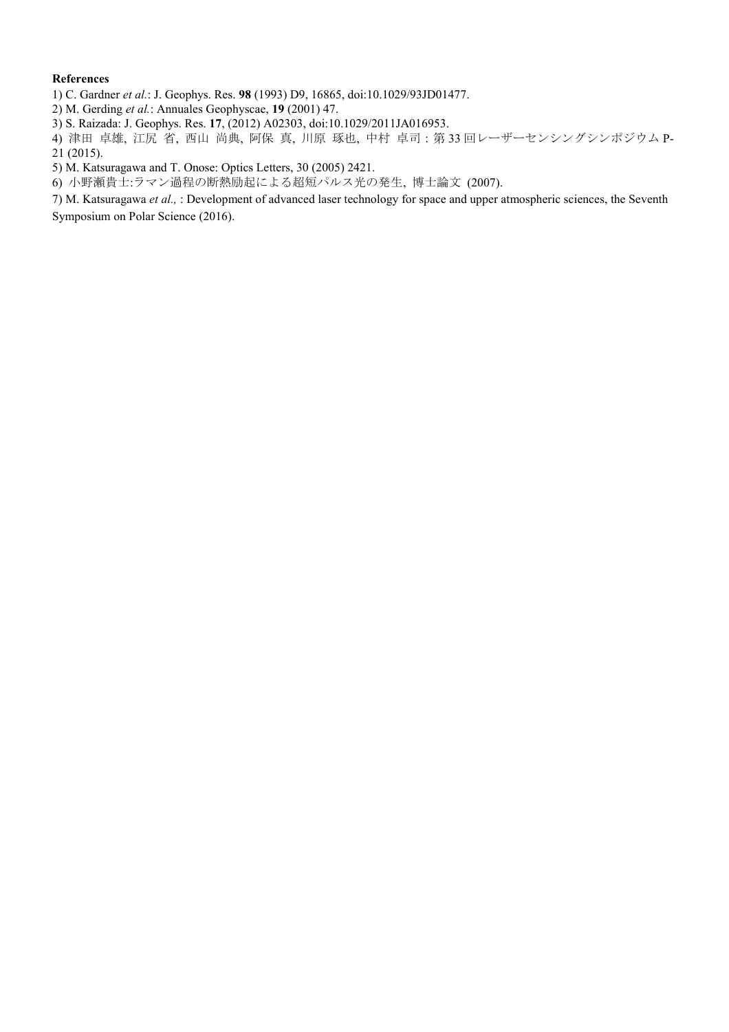**References**

1) C. Gardner *et al.*: J. Geophys. Res. **98** (1993) D9, 16865, doi:10.1029/93JD01477.
2) M. Gerding *et al.*: Annuales Geophyscae, **19** (2001) 47.
3) S. Raizada: J. Geophys. Res. **17**, (2012) A02303, doi:10.1029/2011JA016953.
4) 津田 卓雄, 江尻 省, 西山 尚典, 阿保 真, 川原 琢也, 中村 卓司：第 33 回レーザーセンシングシンポジウム P-21 (2015).
5) M. Katsuragawa and T. Onose: Optics Letters, 30 (2005) 2421.
6) 小野瀬貴士:ラマン過程の断熱励起による超短パルス光の発生, 博士論文 (2007).
7) M. Katsuragawa *et al.,* : Development of advanced laser technology for space and upper atmospheric sciences, the Seventh Symposium on Polar Science (2016).